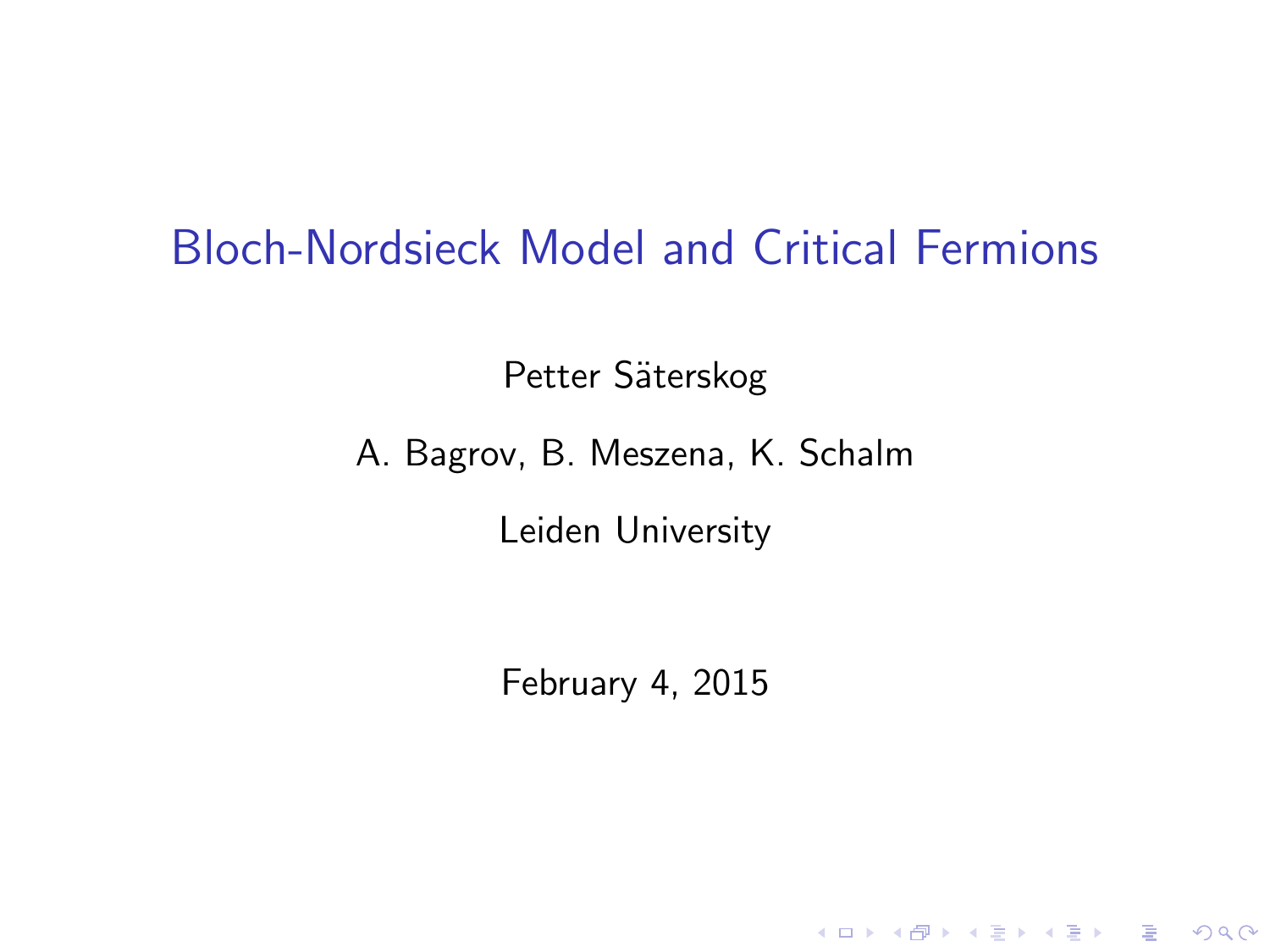# Bloch-Nordsieck Model and Critical Fermions

Petter Säterskog

A. Bagrov, B. Meszena, K. Schalm

Leiden University

February 4, 2015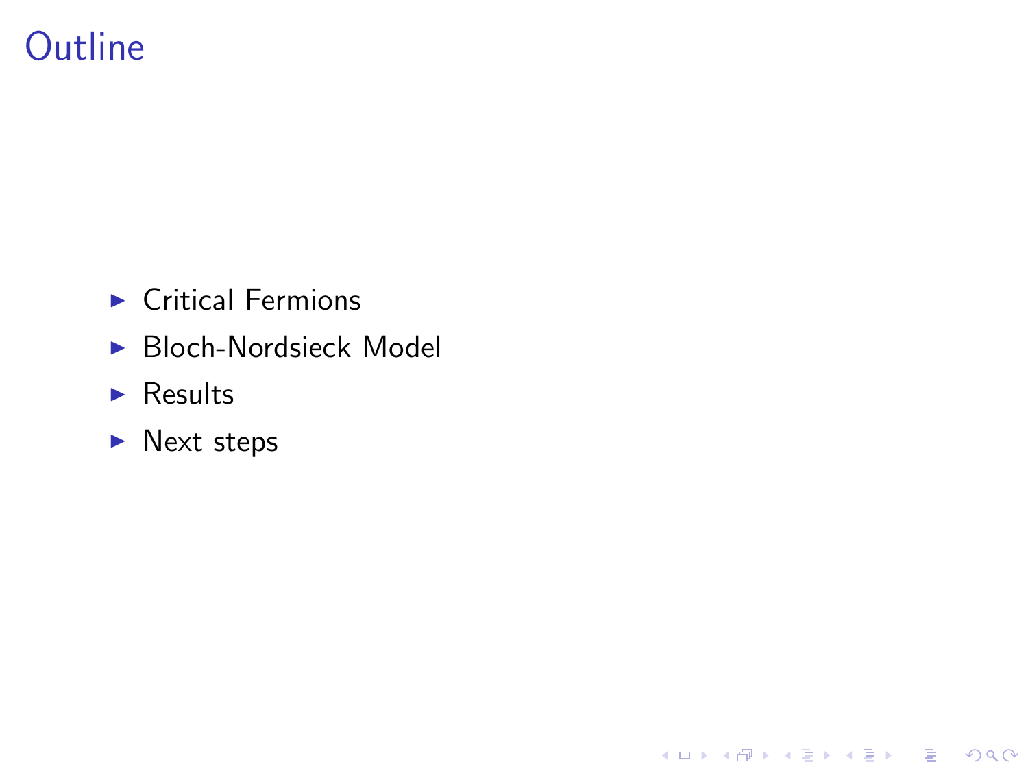# Outline

- Critical Fermions
- Bloch-Nordsieck Model
- Results
- Next steps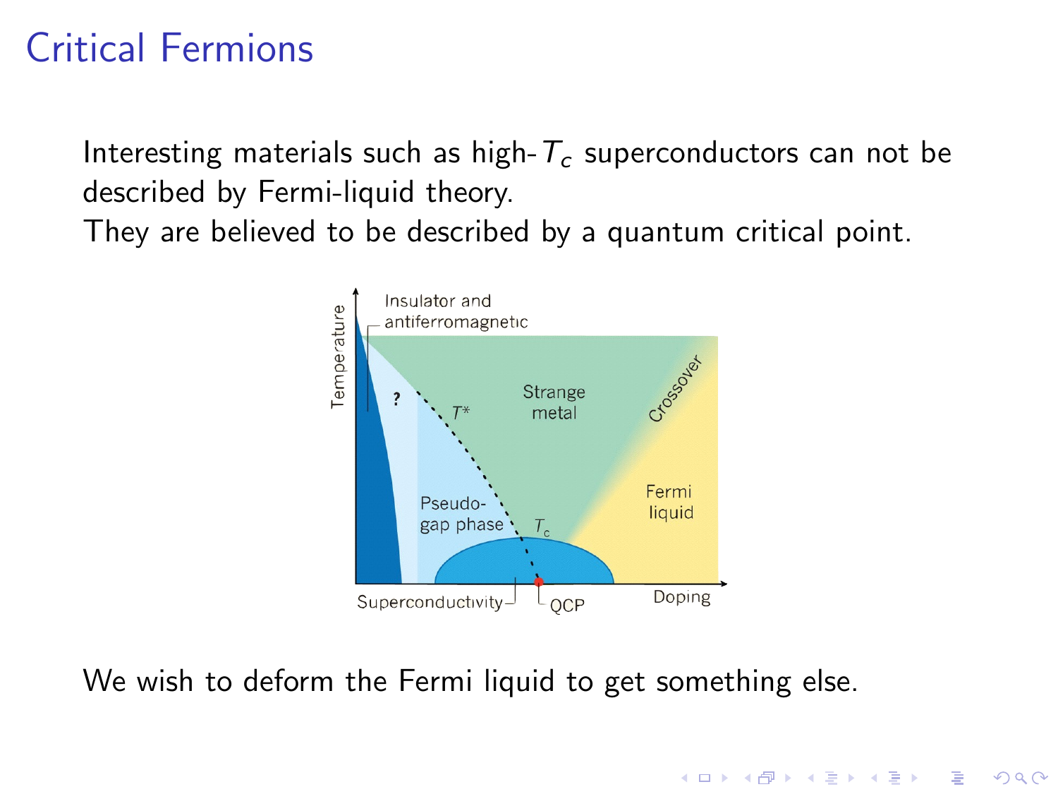# Critical Fermions

Interesting materials such as high-$T_c$ superconductors can not be described by Fermi-liquid theory.
They are believed to be described by a quantum critical point.

We wish to deform the Fermi liquid to get something else.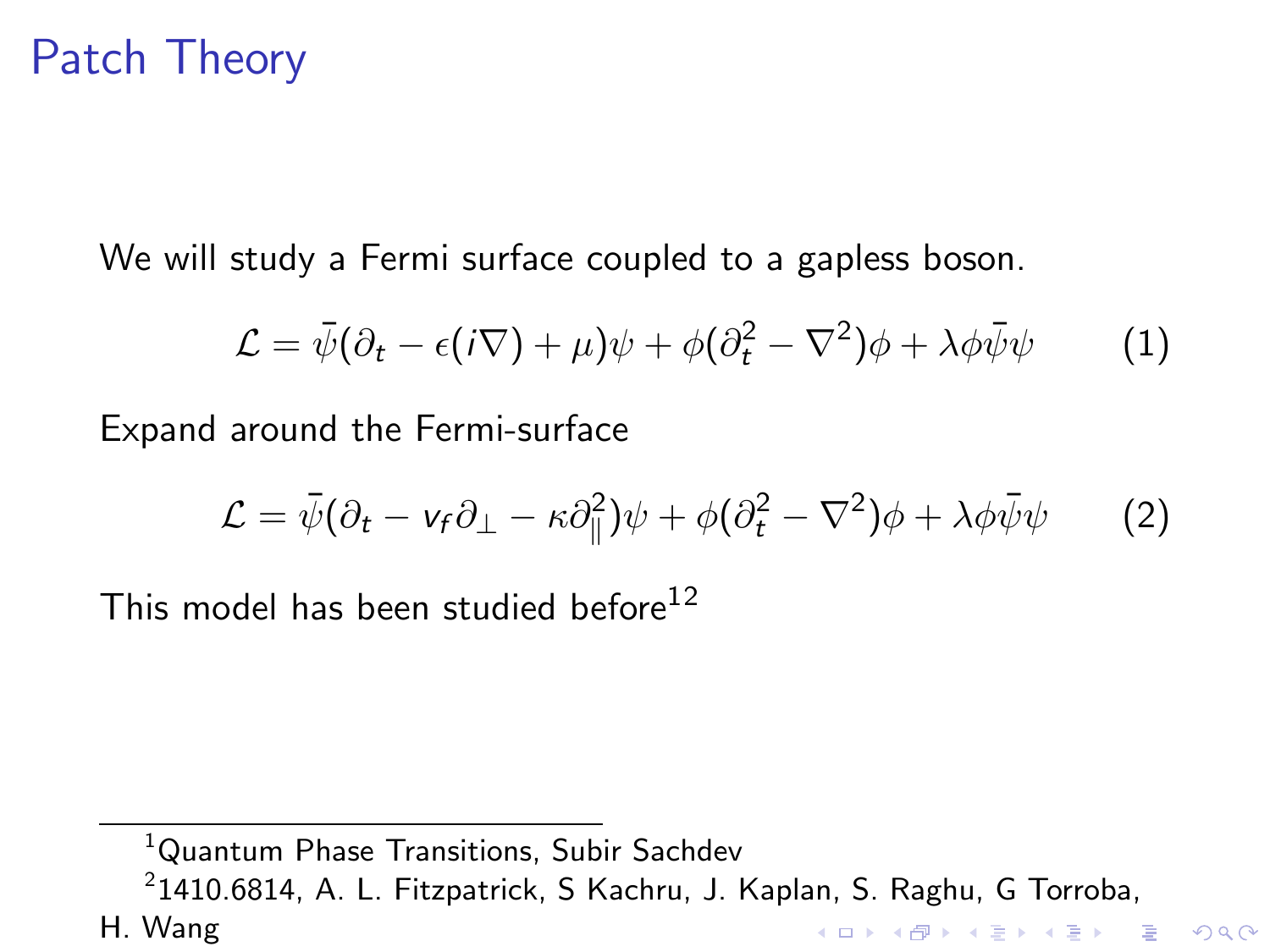# Patch Theory

We will study a Fermi surface coupled to a gapless boson.

$$\mathcal{L} = \bar{\psi}(\partial_t - \epsilon(i\nabla) + \mu)\psi + \phi(\partial_t^2 - \nabla^2)\phi + \lambda\phi\bar{\psi}\psi \tag{1}$$

Expand around the Fermi-surface

$$\mathcal{L} = \bar{\psi}(\partial_t - v_f\partial_\perp - \kappa\partial_\parallel^2)\psi + \phi(\partial_t^2 - \nabla^2)\phi + \lambda\phi\bar{\psi}\psi \tag{2}$$

This model has been studied before[1][2]

[1] Quantum Phase Transitions, Subir Sachdev

[2] 1410.6814, A. L. Fitzpatrick, S Kachru, J. Kaplan, S. Raghu, G Torroba, H. Wang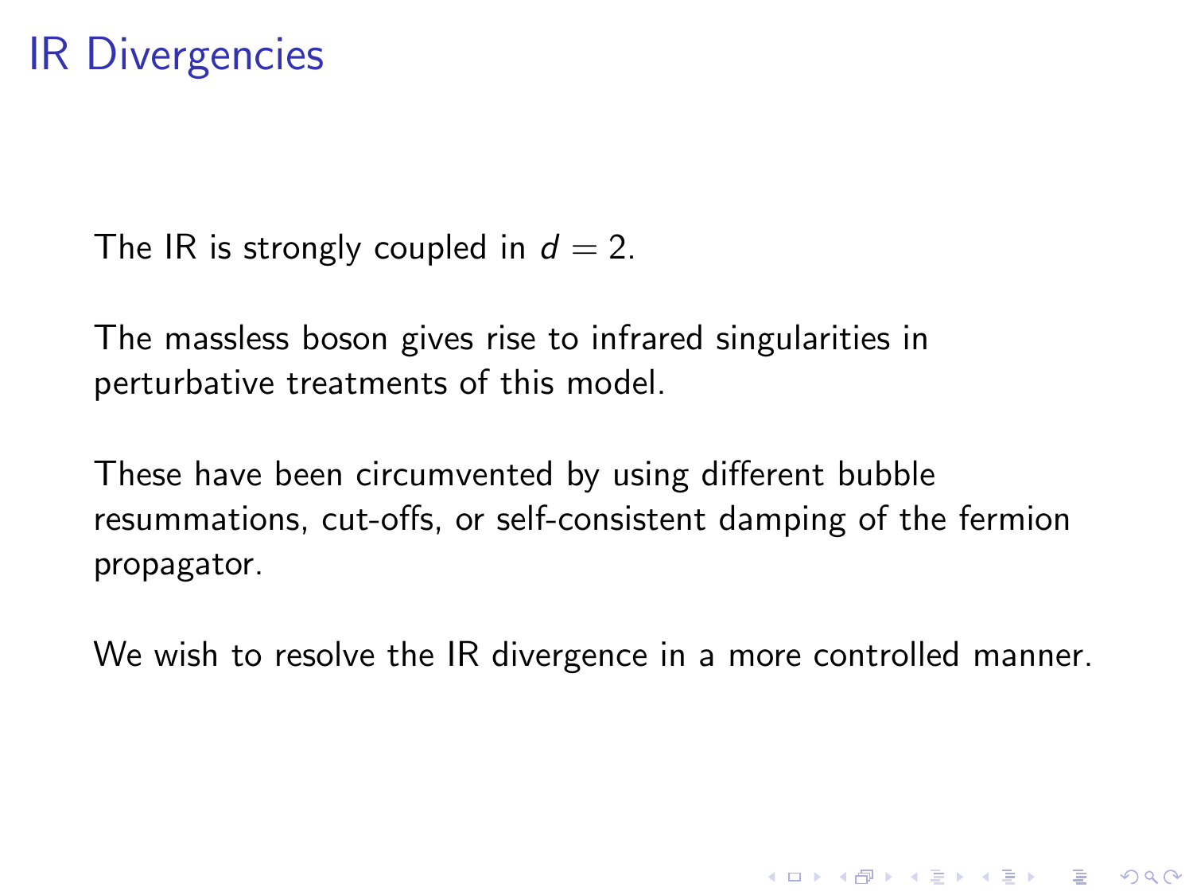# IR Divergencies

The IR is strongly coupled in $d = 2$.

The massless boson gives rise to infrared singularities in perturbative treatments of this model.

These have been circumvented by using different bubble resummations, cut-offs, or self-consistent damping of the fermion propagator.

We wish to resolve the IR divergence in a more controlled manner.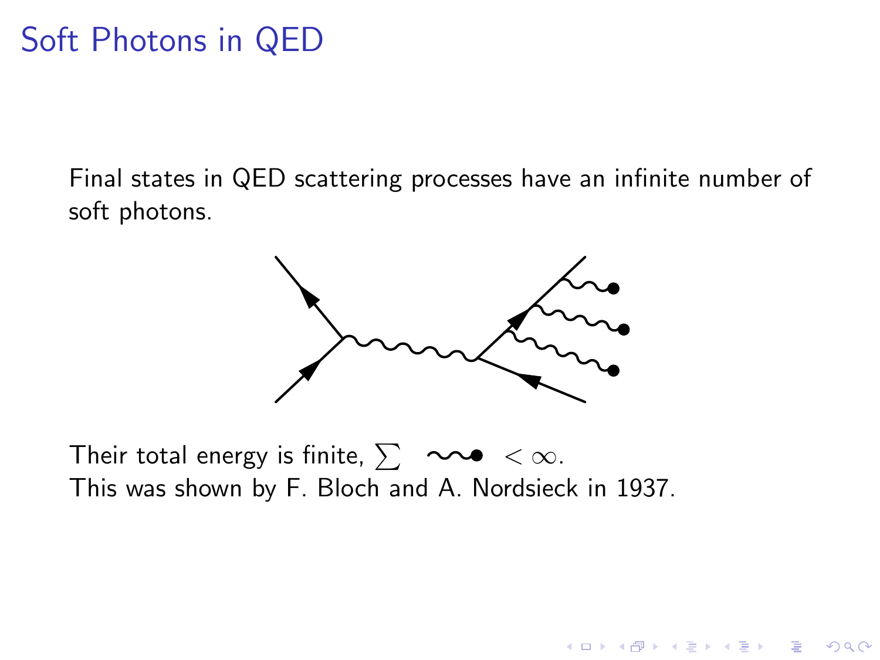# Soft Photons in QED

Final states in QED scattering processes have an infinite number of soft photons.

Their total energy is finite, $\sum$ ~~● $< \infty$.
This was shown by F. Bloch and A. Nordsieck in 1937.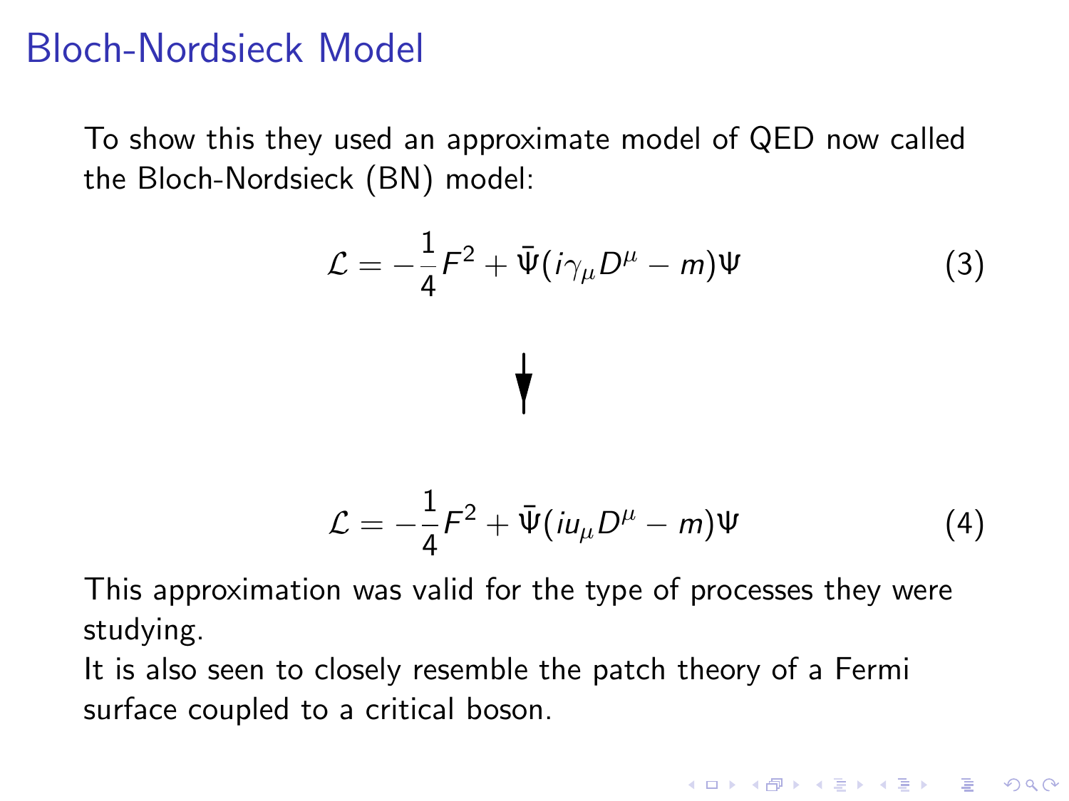# Bloch-Nordsieck Model

To show this they used an approximate model of QED now called the Bloch-Nordsieck (BN) model:

$$\mathcal{L} = -\frac{1}{4}F^2 + \bar{\Psi}(i\gamma_\mu D^\mu - m)\Psi \tag{3}$$

$$\downarrow$$

$$\mathcal{L} = -\frac{1}{4}F^2 + \bar{\Psi}(iu_\mu D^\mu - m)\Psi \tag{4}$$

This approximation was valid for the type of processes they were studying.

It is also seen to closely resemble the patch theory of a Fermi surface coupled to a critical boson.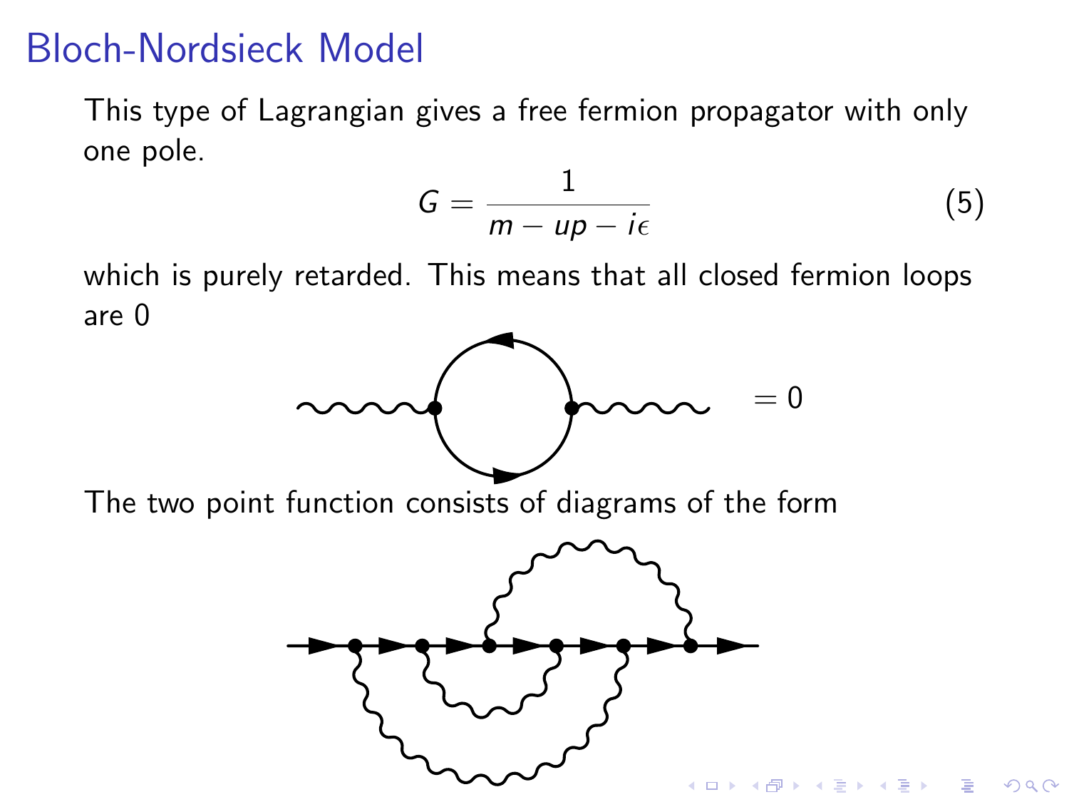# Bloch-Nordsieck Model

This type of Lagrangian gives a free fermion propagator with only one pole.

$$G = \frac{1}{m - up - i\epsilon} \tag{5}$$

which is purely retarded. This means that all closed fermion loops are 0

$$= 0$$

The two point function consists of diagrams of the form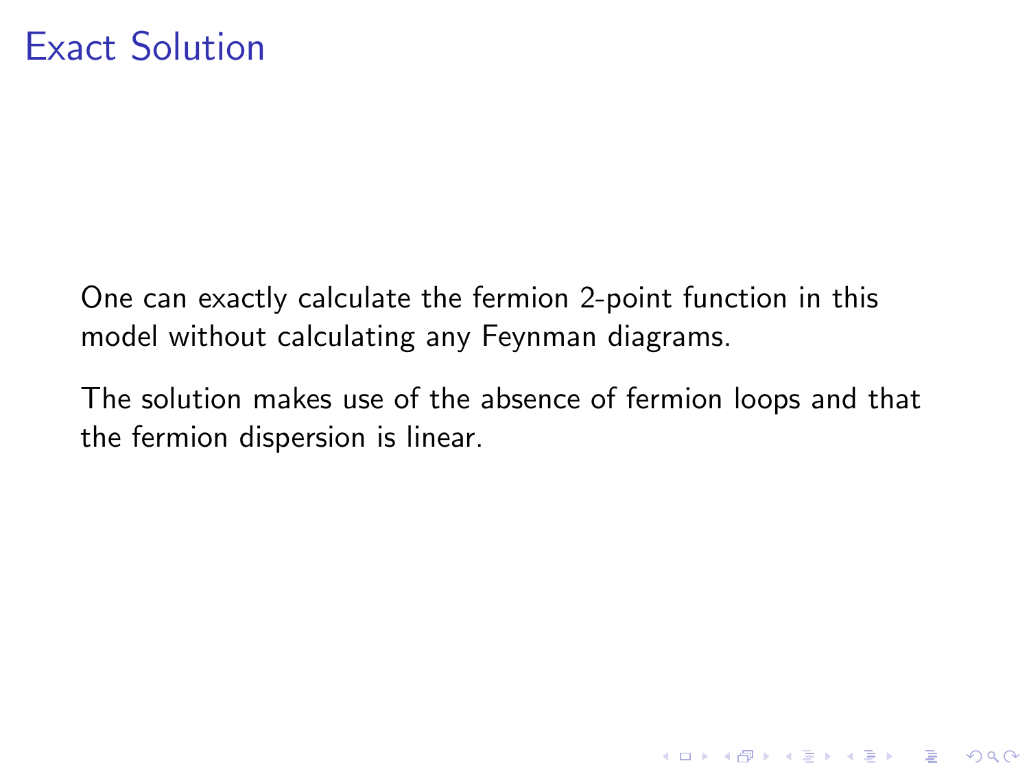# Exact Solution

One can exactly calculate the fermion 2-point function in this model without calculating any Feynman diagrams.

The solution makes use of the absence of fermion loops and that the fermion dispersion is linear.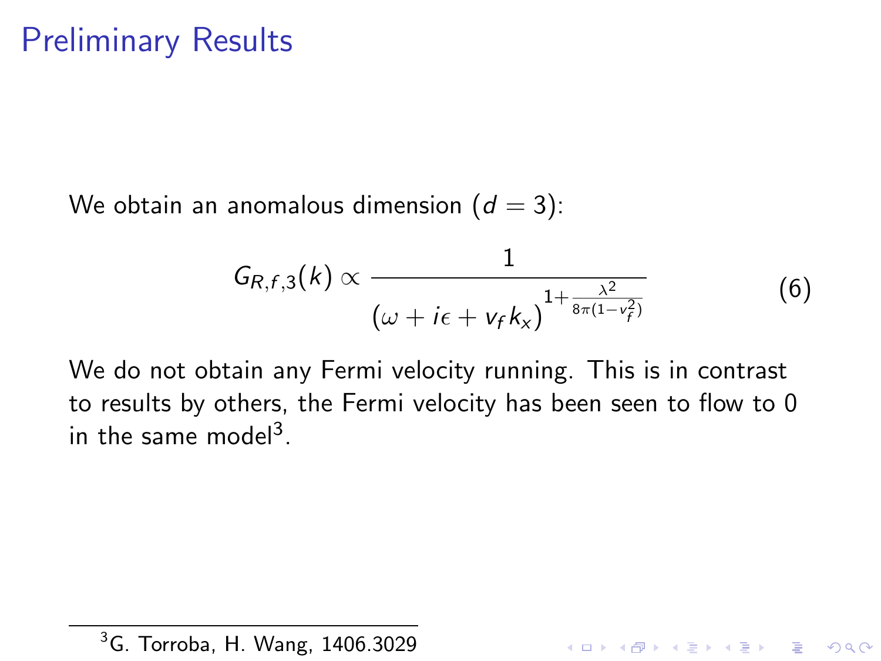# Preliminary Results

We obtain an anomalous dimension ($d = 3$):

$$G_{R,f,3}(k) \propto \frac{1}{(\omega + i\epsilon + v_f k_x)^{1 + \frac{\lambda^2}{8\pi(1 - v_f^2)}}} \tag{6}$$

We do not obtain any Fermi velocity running. This is in contrast to results by others, the Fermi velocity has been seen to flow to 0 in the same model[3].

[3] G. Torroba, H. Wang, 1406.3029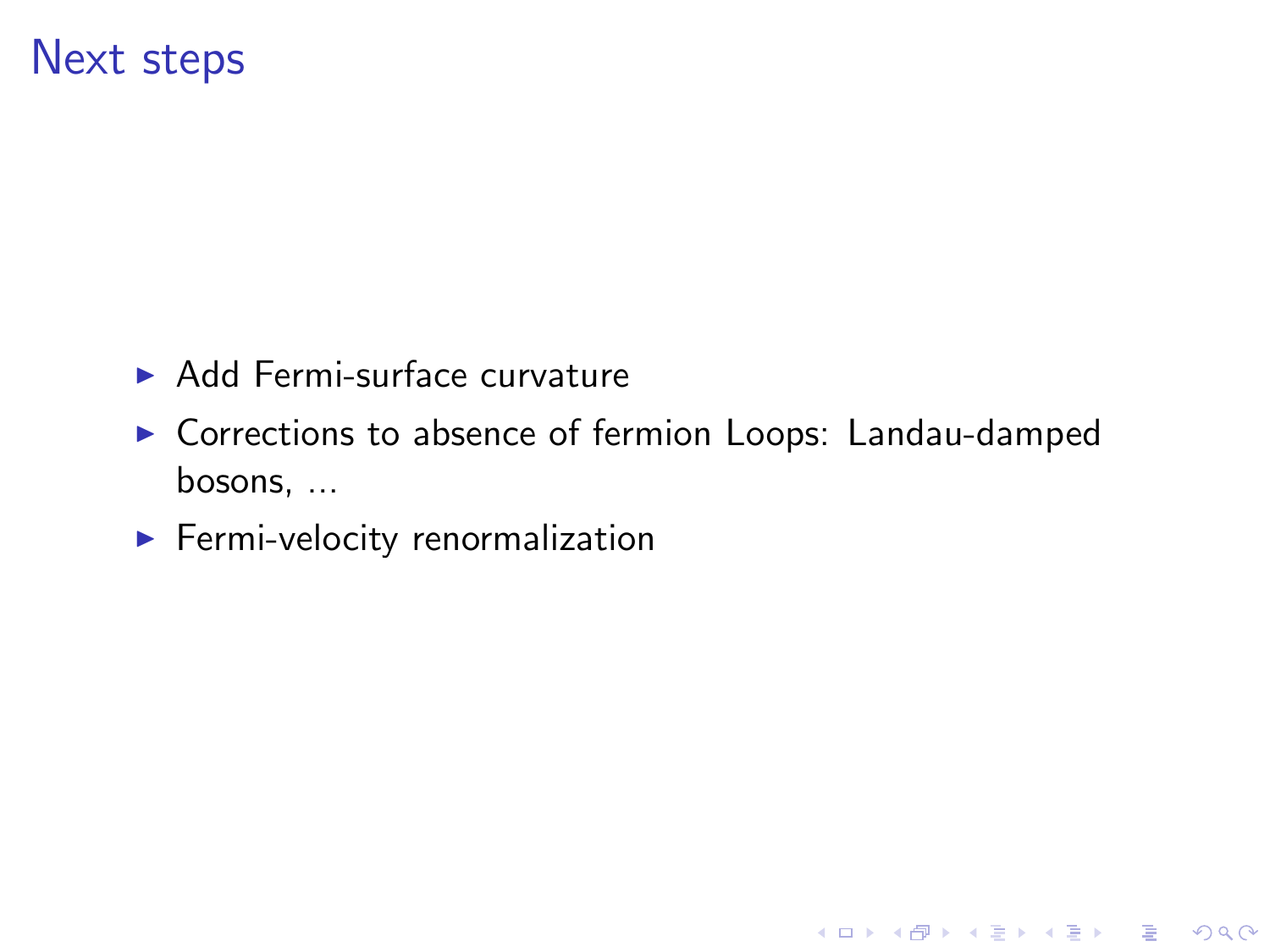# Next steps

- Add Fermi-surface curvature
- Corrections to absence of fermion Loops: Landau-damped bosons, ...
- Fermi-velocity renormalization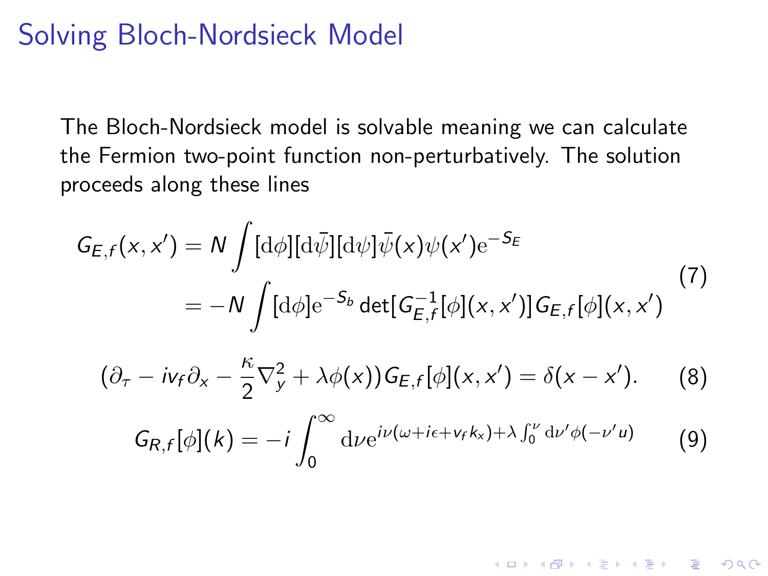# Solving Bloch-Nordsieck Model

The Bloch-Nordsieck model is solvable meaning we can calculate the Fermion two-point function non-perturbatively. The solution proceeds along these lines

$$
\begin{aligned}
G_{E,f}(x,x') &= N\int [\mathrm{d}\phi][\mathrm{d}\bar{\psi}][\mathrm{d}\psi]\bar{\psi}(x)\psi(x')\mathrm{e}^{-S_E} \\
&= -N\int [\mathrm{d}\phi]\mathrm{e}^{-S_b}\det[G^{-1}_{E,f}[\phi](x,x')]G_{E,f}[\phi](x,x')
\end{aligned}
\tag{7}
$$

$$
(\partial_\tau - iv_f\partial_x - \frac{\kappa}{2}\nabla_y^2 + \lambda\phi(x))G_{E,f}[\phi](x,x') = \delta(x-x'). \tag{8}
$$

$$
G_{R,f}[\phi](k) = -i\int_0^\infty \mathrm{d}\nu \mathrm{e}^{i\nu(\omega+i\epsilon+v_f k_x)+\lambda\int_0^\nu \mathrm{d}\nu'\phi(-\nu' u)} \tag{9}
$$